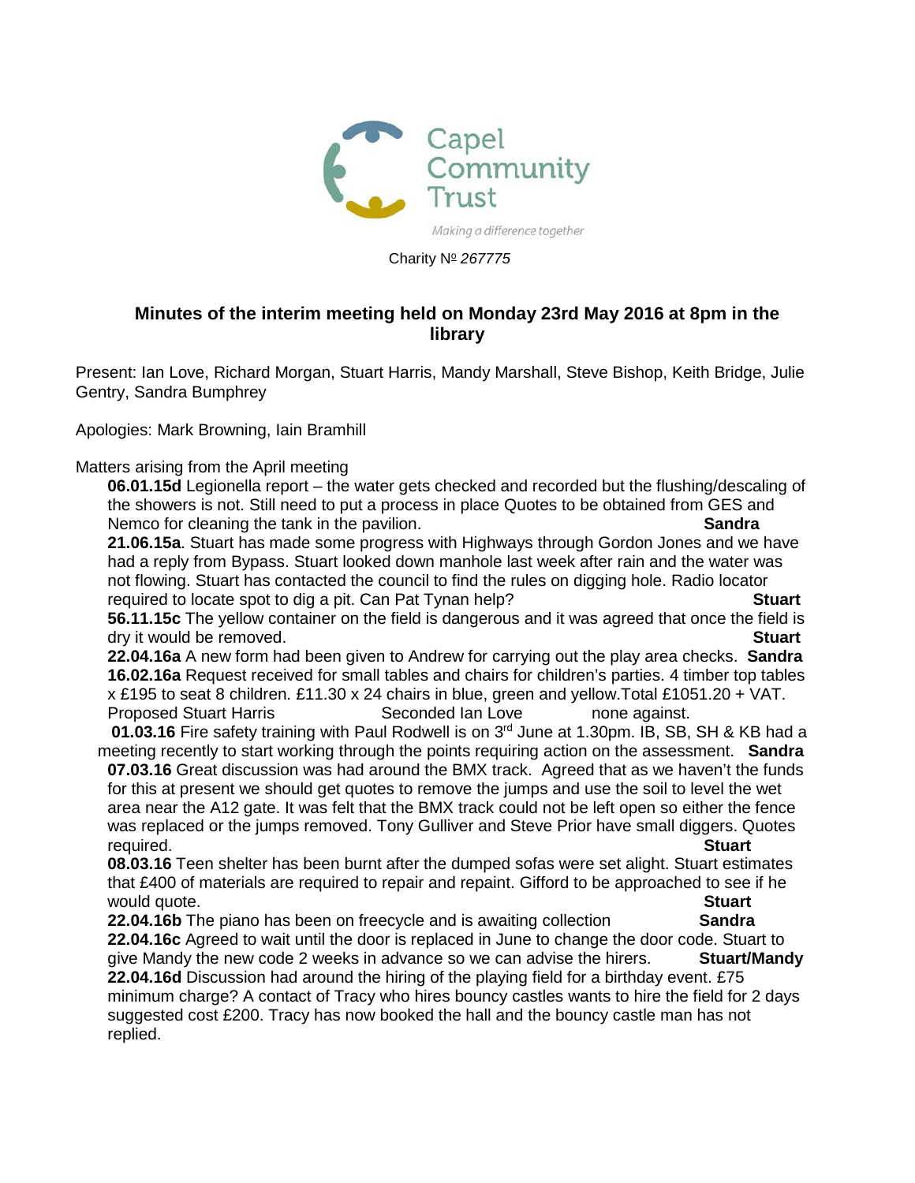Capel Community Trust

*Making a difference together*

Charity № *267775*

## Minutes of the interim meeting held on Monday 23rd May 2016 at 8pm in the library

Present: Ian Love, Richard Morgan, Stuart Harris, Mandy Marshall, Steve Bishop, Keith Bridge, Julie Gentry, Sandra Bumphrey

Apologies: Mark Browning, Iain Bramhill

Matters arising from the April meeting

**06.01.15d** Legionella report – the water gets checked and recorded but the flushing/descaling of the showers is not. Still need to put a process in place Quotes to be obtained from GES and Nemco for cleaning the tank in the pavilion. **Sandra**

**21.06.15a**. Stuart has made some progress with Highways through Gordon Jones and we have had a reply from Bypass. Stuart looked down manhole last week after rain and the water was not flowing. Stuart has contacted the council to find the rules on digging hole. Radio locator required to locate spot to dig a pit. Can Pat Tynan help? **Stuart**

**56.11.15c** The yellow container on the field is dangerous and it was agreed that once the field is dry it would be removed. **Stuart**

**22.04.16a** A new form had been given to Andrew for carrying out the play area checks. **Sandra**

**16.02.16a** Request received for small tables and chairs for children's parties. 4 timber top tables x £195 to seat 8 children. £11.30 x 24 chairs in blue, green and yellow.Total £1051.20 + VAT. Proposed Stuart Harris Seconded Ian Love none against.

**01.03.16** Fire safety training with Paul Rodwell is on 3rd June at 1.30pm. IB, SB, SH & KB had a meeting recently to start working through the points requiring action on the assessment. **Sandra**

**07.03.16** Great discussion was had around the BMX track. Agreed that as we haven't the funds for this at present we should get quotes to remove the jumps and use the soil to level the wet area near the A12 gate. It was felt that the BMX track could not be left open so either the fence was replaced or the jumps removed. Tony Gulliver and Steve Prior have small diggers. Quotes required. **Stuart**

**08.03.16** Teen shelter has been burnt after the dumped sofas were set alight. Stuart estimates that £400 of materials are required to repair and repaint. Gifford to be approached to see if he would quote. **Stuart**

**22.04.16b** The piano has been on freecycle and is awaiting collection **Sandra**

**22.04.16c** Agreed to wait until the door is replaced in June to change the door code. Stuart to give Mandy the new code 2 weeks in advance so we can advise the hirers. **Stuart/Mandy**

**22.04.16d** Discussion had around the hiring of the playing field for a birthday event. £75 minimum charge? A contact of Tracy who hires bouncy castles wants to hire the field for 2 days suggested cost £200. Tracy has now booked the hall and the bouncy castle man has not replied.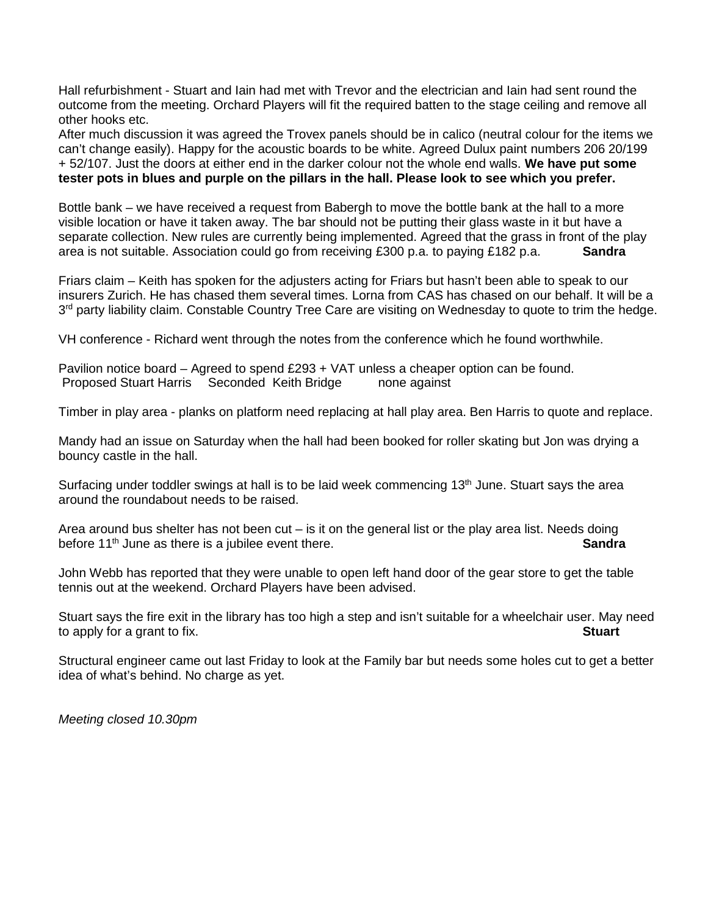Hall refurbishment - Stuart and Iain had met with Trevor and the electrician and Iain had sent round the outcome from the meeting. Orchard Players will fit the required batten to the stage ceiling and remove all other hooks etc.
After much discussion it was agreed the Trovex panels should be in calico (neutral colour for the items we can't change easily). Happy for the acoustic boards to be white. Agreed Dulux paint numbers 206 20/199 + 52/107. Just the doors at either end in the darker colour not the whole end walls. **We have put some tester pots in blues and purple on the pillars in the hall. Please look to see which you prefer.**

Bottle bank – we have received a request from Babergh to move the bottle bank at the hall to a more visible location or have it taken away. The bar should not be putting their glass waste in it but have a separate collection. New rules are currently being implemented. Agreed that the grass in front of the play area is not suitable. Association could go from receiving £300 p.a. to paying £182 p.a. **Sandra**

Friars claim – Keith has spoken for the adjusters acting for Friars but hasn't been able to speak to our insurers Zurich. He has chased them several times. Lorna from CAS has chased on our behalf. It will be a 3rd party liability claim. Constable Country Tree Care are visiting on Wednesday to quote to trim the hedge.

VH conference - Richard went through the notes from the conference which he found worthwhile.

Pavilion notice board – Agreed to spend £293 + VAT unless a cheaper option can be found.
Proposed Stuart Harris Seconded Keith Bridge none against

Timber in play area - planks on platform need replacing at hall play area. Ben Harris to quote and replace.

Mandy had an issue on Saturday when the hall had been booked for roller skating but Jon was drying a bouncy castle in the hall.

Surfacing under toddler swings at hall is to be laid week commencing 13th June. Stuart says the area around the roundabout needs to be raised.

Area around bus shelter has not been cut – is it on the general list or the play area list. Needs doing before 11th June as there is a jubilee event there. **Sandra**

John Webb has reported that they were unable to open left hand door of the gear store to get the table tennis out at the weekend. Orchard Players have been advised.

Stuart says the fire exit in the library has too high a step and isn't suitable for a wheelchair user. May need to apply for a grant to fix. **Stuart**

Structural engineer came out last Friday to look at the Family bar but needs some holes cut to get a better idea of what's behind. No charge as yet.

*Meeting closed 10.30pm*